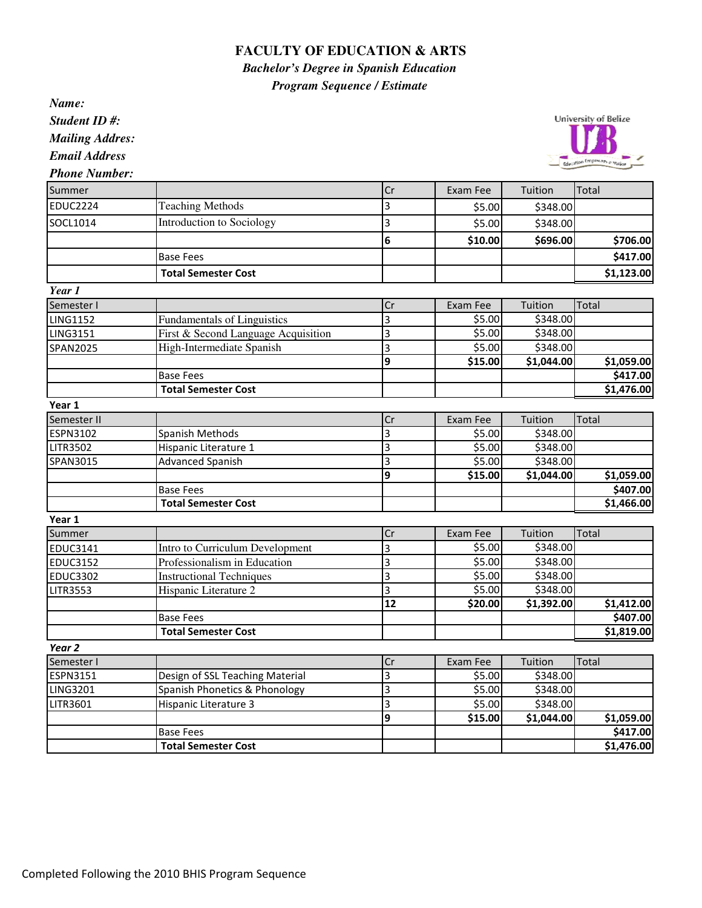# FACULTY OF EDUCATION & ARTS

***Bachelor's Degree in Spanish Education***

***Program Sequence / Estimate***

***Name:***

***Student ID #:***

***Mailing Addres:***

***Email Address***

***Phone Number:***

| Summer | | Cr | Exam Fee | Tuition | Total |
|---|---|---|---|---|---|
| EDUC2224 | Teaching Methods | 3 | $5.00 | $348.00 | |
| SOCL1014 | Introduction to Sociology | 3 | $5.00 | $348.00 | |
| | | **6** | **$10.00** | **$696.00** | **$706.00** |
| | Base Fees | | | | **$417.00** |
| | **Total Semester Cost** | | | | **$1,123.00** |

***Year 1***

| Semester I | | Cr | Exam Fee | Tuition | Total |
|---|---|---|---|---|---|
| LING1152 | Fundamentals of Linguistics | 3 | $5.00 | $348.00 | |
| LING3151 | First & Second Language Acquisition | 3 | $5.00 | $348.00 | |
| SPAN2025 | High-Intermediate Spanish | 3 | $5.00 | $348.00 | |
| | | **9** | **$15.00** | **$1,044.00** | **$1,059.00** |
| | Base Fees | | | | **$417.00** |
| | **Total Semester Cost** | | | | **$1,476.00** |

**Year 1**

| Semester II | | Cr | Exam Fee | Tuition | Total |
|---|---|---|---|---|---|
| ESPN3102 | Spanish Methods | 3 | $5.00 | $348.00 | |
| LITR3502 | Hispanic Literature 1 | 3 | $5.00 | $348.00 | |
| SPAN3015 | Advanced Spanish | 3 | $5.00 | $348.00 | |
| | | **9** | **$15.00** | **$1,044.00** | **$1,059.00** |
| | Base Fees | | | | **$407.00** |
| | **Total Semester Cost** | | | | **$1,466.00** |

**Year 1**

| Summer | | Cr | Exam Fee | Tuition | Total |
|---|---|---|---|---|---|
| EDUC3141 | Intro to Curriculum Development | 3 | $5.00 | $348.00 | |
| EDUC3152 | Professionalism in Education | 3 | $5.00 | $348.00 | |
| EDUC3302 | Instructional Techniques | 3 | $5.00 | $348.00 | |
| LITR3553 | Hispanic Literature 2 | 3 | $5.00 | $348.00 | |
| | | **12** | **$20.00** | **$1,392.00** | **$1,412.00** |
| | Base Fees | | | | **$407.00** |
| | **Total Semester Cost** | | | | **$1,819.00** |

***Year 2***

| Semester I | | Cr | Exam Fee | Tuition | Total |
|---|---|---|---|---|---|
| ESPN3151 | Design of SSL Teaching Material | 3 | $5.00 | $348.00 | |
| LING3201 | Spanish Phonetics & Phonology | 3 | $5.00 | $348.00 | |
| LITR3601 | Hispanic Literature 3 | 3 | $5.00 | $348.00 | |
| | | **9** | **$15.00** | **$1,044.00** | **$1,059.00** |
| | Base Fees | | | | **$417.00** |
| | **Total Semester Cost** | | | | **$1,476.00** |

Completed Following the 2010 BHIS Program Sequence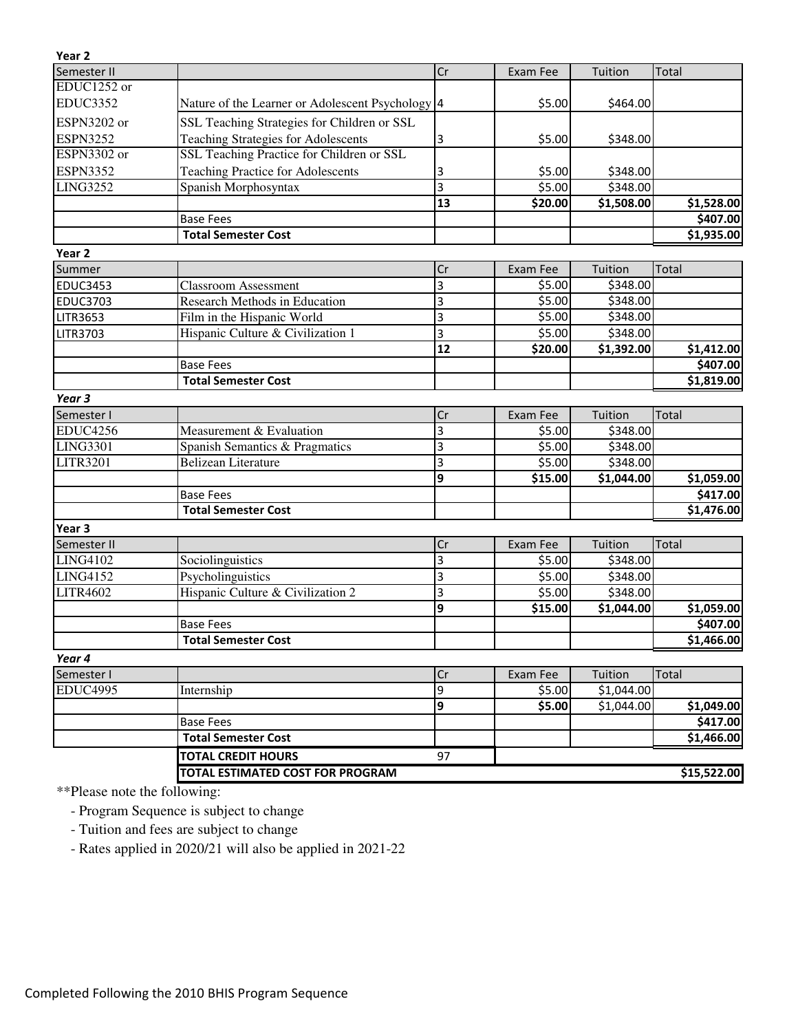**Year 2**

| Semester II | | Cr | Exam Fee | Tuition | Total |
|---|---|---|---|---|---|
| EDUC1252 or EDUC3352 | Nature of the Learner or Adolescent Psychology | 4 | $5.00 | $464.00 | |
| ESPN3202 or ESPN3252 | SSL Teaching Strategies for Children or SSL Teaching Strategies for Adolescents | 3 | $5.00 | $348.00 | |
| ESPN3302 or ESPN3352 | SSL Teaching Practice for Children or SSL Teaching Practice for Adolescents | 3 | $5.00 | $348.00 | |
| LING3252 | Spanish Morphosyntax | 3 | $5.00 | $348.00 | |
| | | **13** | **$20.00** | **$1,508.00** | **$1,528.00** |
| | Base Fees | | | | **$407.00** |
| | **Total Semester Cost** | | | | **$1,935.00** |

**Year 2**

| Summer | | Cr | Exam Fee | Tuition | Total |
|---|---|---|---|---|---|
| EDUC3453 | Classroom Assessment | 3 | $5.00 | $348.00 | |
| EDUC3703 | Research Methods in Education | 3 | $5.00 | $348.00 | |
| LITR3653 | Film in the Hispanic World | 3 | $5.00 | $348.00 | |
| LITR3703 | Hispanic Culture & Civilization 1 | 3 | $5.00 | $348.00 | |
| | | **12** | **$20.00** | **$1,392.00** | **$1,412.00** |
| | Base Fees | | | | **$407.00** |
| | **Total Semester Cost** | | | | **$1,819.00** |

***Year 3***

| Semester I | | Cr | Exam Fee | Tuition | Total |
|---|---|---|---|---|---|
| EDUC4256 | Measurement & Evaluation | 3 | $5.00 | $348.00 | |
| LING3301 | Spanish Semantics & Pragmatics | 3 | $5.00 | $348.00 | |
| LITR3201 | Belizean Literature | 3 | $5.00 | $348.00 | |
| | | **9** | **$15.00** | **$1,044.00** | **$1,059.00** |
| | Base Fees | | | | **$417.00** |
| | **Total Semester Cost** | | | | **$1,476.00** |

**Year 3**

| Semester II | | Cr | Exam Fee | Tuition | Total |
|---|---|---|---|---|---|
| LING4102 | Sociolinguistics | 3 | $5.00 | $348.00 | |
| LING4152 | Psycholinguistics | 3 | $5.00 | $348.00 | |
| LITR4602 | Hispanic Culture & Civilization 2 | 3 | $5.00 | $348.00 | |
| | | **9** | **$15.00** | **$1,044.00** | **$1,059.00** |
| | Base Fees | | | | **$407.00** |
| | **Total Semester Cost** | | | | **$1,466.00** |

***Year 4***

| Semester I | | Cr | Exam Fee | Tuition | Total |
|---|---|---|---|---|---|
| EDUC4995 | Internship | 9 | $5.00 | $1,044.00 | |
| | | **9** | **$5.00** | $1,044.00 | **$1,049.00** |
| | Base Fees | | | | **$417.00** |
| | **Total Semester Cost** | | | | **$1,466.00** |
| | **TOTAL CREDIT HOURS** | 97 | | | |
| | **TOTAL ESTIMATED COST FOR PROGRAM** | | | | **$15,522.00** |

**Please note the following:

- Program Sequence is subject to change
- Tuition and fees are subject to change
- Rates applied in 2020/21 will also be applied in 2021-22

Completed Following the 2010 BHIS Program Sequence